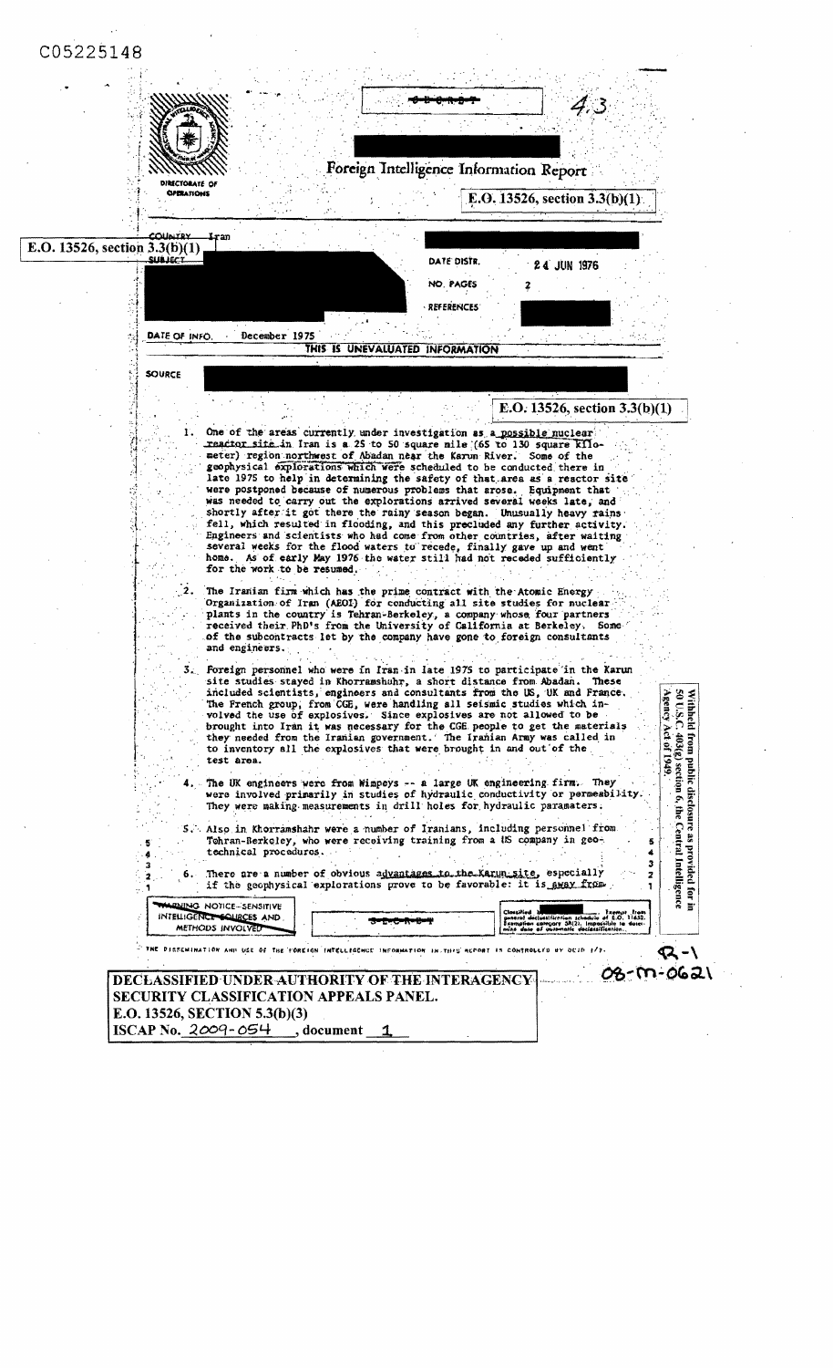C05225148

SECRET

4.3

Foreign Intelligence Information Report

DIRECTORATE OF OPERATIONS

E.O. 13526, section 3.3(b)(1)

COUNTRY Iran

E.O. 13526, section 3.3(b)(1)

SUBJECT

DATE DISTR. 24 JUN 1976

NO. PAGES 2

REFERENCES

DATE OF INFO. December 1975

THIS IS UNEVALUATED INFORMATION

SOURCE

E.O. 13526, section 3.3(b)(1)

1. One of the areas currently under investigation as a possible nuclear reactor site in Iran is a 25 to 50 square mile (65 to 130 square kilometer) region northwest of Abadan near the Karun River. Some of the geophysical explorations which were scheduled to be conducted there in late 1975 to help in determining the safety of that area as a reactor site were postponed because of numerous problems that arose. Equipment that was needed to carry out the explorations arrived several weeks late, and shortly after it got there the rainy season began. Unusually heavy rains fell, which resulted in flooding, and this precluded any further activity. Engineers and scientists who had come from other countries, after waiting several weeks for the flood waters to recede, finally gave up and went home. As of early May 1976 the water still had not receded sufficiently for the work to be resumed.

2. The Iranian firm which has the prime contract with the Atomic Energy Organization of Iran (AEOI) for conducting all site studies for nuclear plants in the country is Tehran-Berkeley, a company whose four partners received their PhD's from the University of California at Berkeley. Some of the subcontracts let by the company have gone to foreign consultants and engineers.

3. Foreign personnel who were in Iran in late 1975 to participate in the Karun site studies stayed in Khorramshahr, a short distance from Abadan. These included scientists, engineers and consultants from the US, UK and France. The French group, from CGE, were handling all seismic studies which involved the use of explosives. Since explosives are not allowed to be brought into Iran it was necessary for the CGE people to get the materials they needed from the Iranian government. The Iranian Army was called in to inventory all the explosives that were brought in and out of the test area.

4. The UK engineers were from Wimpeys -- a large UK engineering firm. They were involved primarily in studies of hydraulic conductivity or permeability. They were making measurements in drill holes for hydraulic parameters.

5. Also in Khorramshahr were a number of Iranians, including personnel from Tehran-Berkeley, who were receiving training from a US company in geotechnical procedures.

6. There are a number of obvious advantages to the Karun site, especially if the geophysical explorations prove to be favorable: it is away from

Withheld from public disclosure as provided for in 50 U.S.C. 403(g) section 6, the Central Intelligence Agency Act of 1949.

WARNING NOTICE-SENSITIVE INTELLIGENCE SOURCES AND METHODS INVOLVED

SECRET

Classified by [redacted]. Exempt from general declassification schedule of E.O. 11652. Exemption category 5B(2). Impossible to determine date of automatic declassification.

THE DISSEMINATION AND USE OF THE FOREIGN INTELLIGENCE INFORMATION IN THIS REPORT IS CONTROLLED BY DCID 1/7.

R-1

08-M-0621

DECLASSIFIED UNDER AUTHORITY OF THE INTERAGENCY SECURITY CLASSIFICATION APPEALS PANEL.
E.O. 13526, SECTION 5.3(b)(3)
ISCAP No. 2009-054, document 1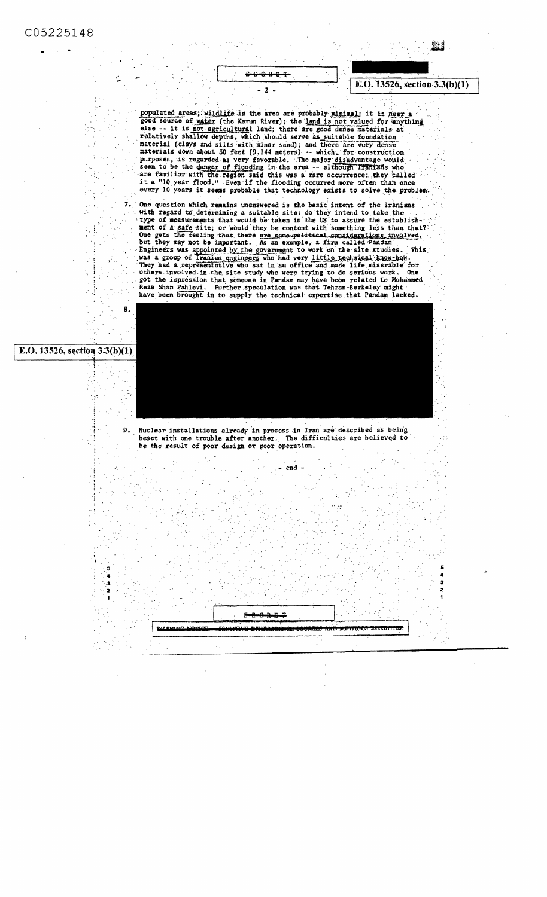populated areas; wildlife in the area are probably minimal; it is near a good source of water (the Karun River); the land is not valued for anything else -- it is not agricultural land; there are good dense materials at relatively shallow depths, which should serve as suitable foundation material (clays and silts with minor sand); and there are very dense materials down about 30 feet (9.144 meters) -- which, for construction purposes, is regarded as very favorable. The major disadvantage would seem to be the danger of flooding in the area -- although Iranians who are familiar with the region said this was a rare occurrence; they called it a "10 year flood." Even if the flooding occurred more often than once every 10 years it seems probable that technology exists to solve the problem.

7. One question which remains unanswered is the basic intent of the Iranians with regard to determining a suitable site: do they intend to take the type of measurements that would be taken in the US to assure the establishment of a safe site; or would they be content with something less than that? One gets the feeling that there are some political considerations involved, but they may not be important. As an example, a firm called Pandam Engineers was appointed by the government to work on the site studies. This was a group of Iranian engineers who had very little technical know-how. They had a representative who sat in an office and made life miserable for others involved in the site study who were trying to do serious work. One got the impression that someone in Pandam may have been related to Mohammed Reza Shah Pahlevi. Further speculation was that Tehran-Berkeley might have been brought in to supply the technical expertise that Pandam lacked.

8. [REDACTED]

E.O. 13526, section 3.3(b)(1)

9. Nuclear installations already in process in Iran are described as being beset with one trouble after another. The difficulties are believed to be the result of poor design or poor operation.

- end -